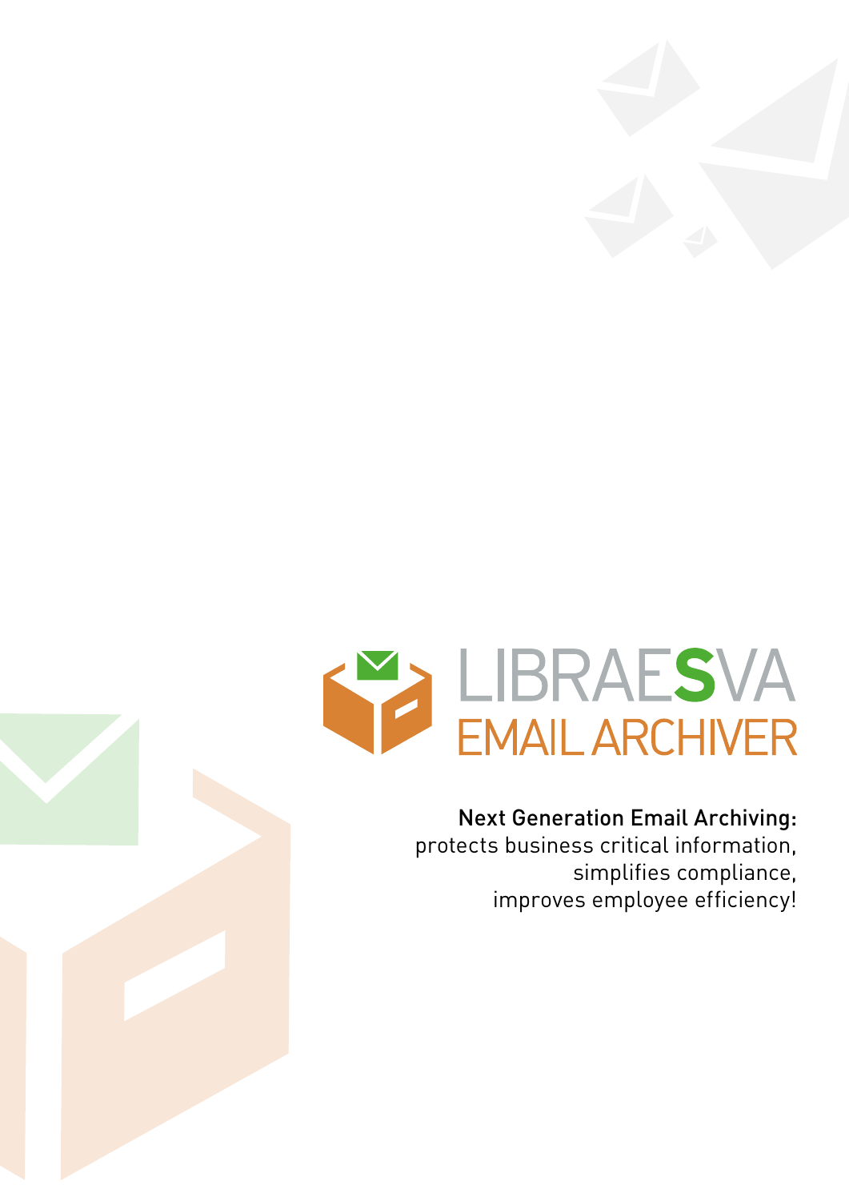# LIBRAESVA EMAIL ARCHIVER

**Next Generation Email Archiving:**
protects business critical information,
simplifies compliance,
improves employee efficiency!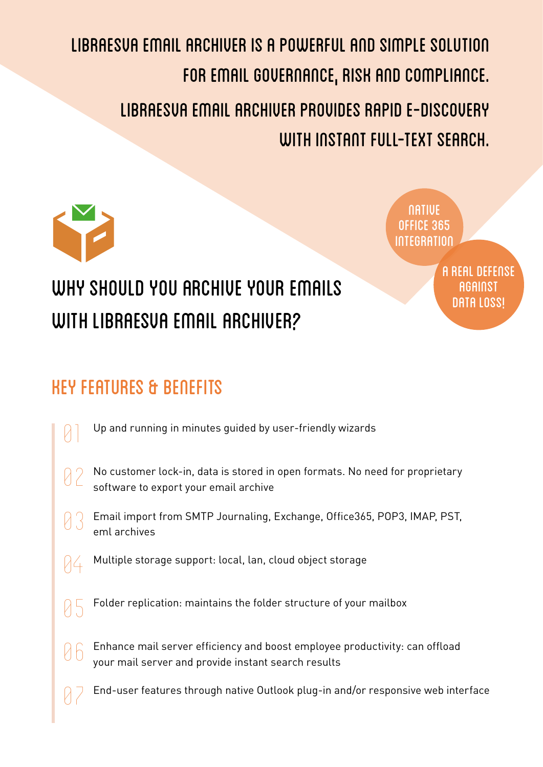LIBRAESVA EMAIL ARCHIVER IS A POWERFUL AND SIMPLE SOLUTION FOR EMAIL GOVERNANCE, RISK AND COMPLIANCE.

LIBRAESVA EMAIL ARCHIVER PROVIDES RAPID E-DISCOVERY WITH INSTANT FULL-TEXT SEARCH.

NATIVE OFFICE 365 INTEGRATION

A REAL DEFENSE AGAINST DATA LOSS!

# WHY SHOULD YOU ARCHIVE YOUR EMAILS WITH LIBRAESVA EMAIL ARCHIVER?

## KEY FEATURES & BENEFITS

01 Up and running in minutes guided by user-friendly wizards

02 No customer lock-in, data is stored in open formats. No need for proprietary software to export your email archive

03 Email import from SMTP Journaling, Exchange, Office365, POP3, IMAP, PST, eml archives

04 Multiple storage support: local, lan, cloud object storage

05 Folder replication: maintains the folder structure of your mailbox

06 Enhance mail server efficiency and boost employee productivity: can offload your mail server and provide instant search results

07 End-user features through native Outlook plug-in and/or responsive web interface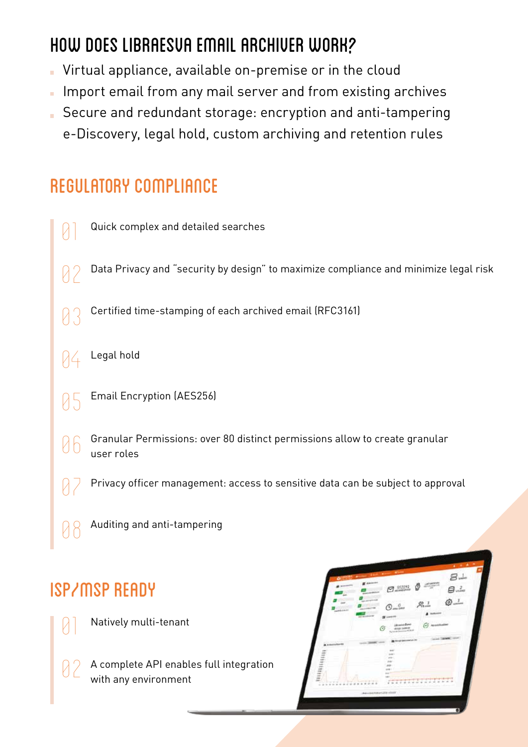## HOW DOES LIBRAESVA EMAIL ARCHIVER WORK?

- Virtual appliance, available on-premise or in the cloud
- Import email from any mail server and from existing archives
- Secure and redundant storage: encryption and anti-tampering e-Discovery, legal hold, custom archiving and retention rules

## REGULATORY COMPLIANCE

01 Quick complex and detailed searches

02 Data Privacy and "security by design" to maximize compliance and minimize legal risk

03 Certified time-stamping of each archived email (RFC3161)

04 Legal hold

05 Email Encryption (AES256)

06 Granular Permissions: over 80 distinct permissions allow to create granular user roles

07 Privacy officer management: access to sensitive data can be subject to approval

08 Auditing and anti-tampering

## ISP/MSP READY

01 Natively multi-tenant

02 A complete API enables full integration with any environment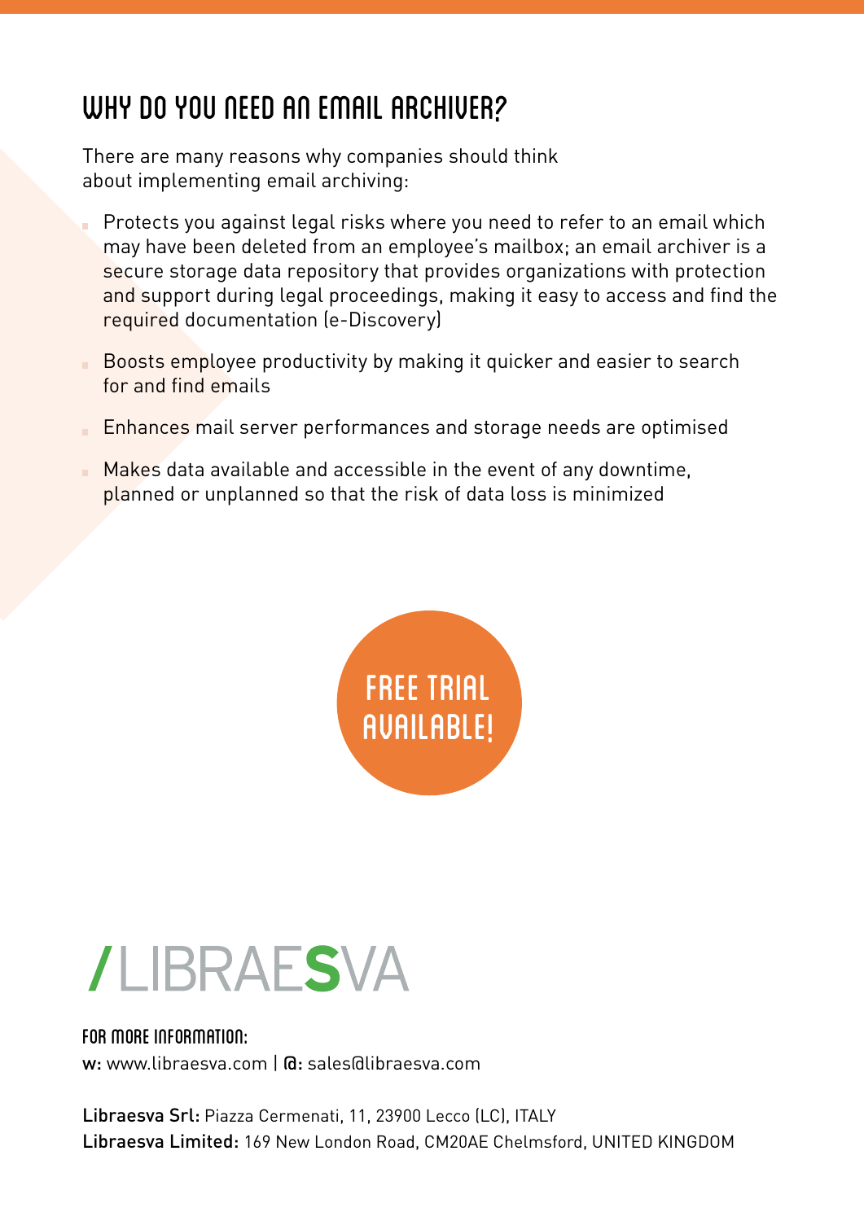## WHY DO YOU NEED AN EMAIL ARCHIVER?

There are many reasons why companies should think about implementing email archiving:

- Protects you against legal risks where you need to refer to an email which may have been deleted from an employee's mailbox; an email archiver is a secure storage data repository that provides organizations with protection and support during legal proceedings, making it easy to access and find the required documentation (e-Discovery)
- Boosts employee productivity by making it quicker and easier to search for and find emails
- Enhances mail server performances and storage needs are optimised
- Makes data available and accessible in the event of any downtime, planned or unplanned so that the risk of data loss is minimized

**FREE TRIAL AVAILABLE!**

/LIBRAESVA

**FOR MORE INFORMATION:**
w: www.libraesva.com | @: sales@libraesva.com

Libraesva Srl: Piazza Cermenati, 11, 23900 Lecco (LC), ITALY
Libraesva Limited: 169 New London Road, CM20AE Chelmsford, UNITED KINGDOM